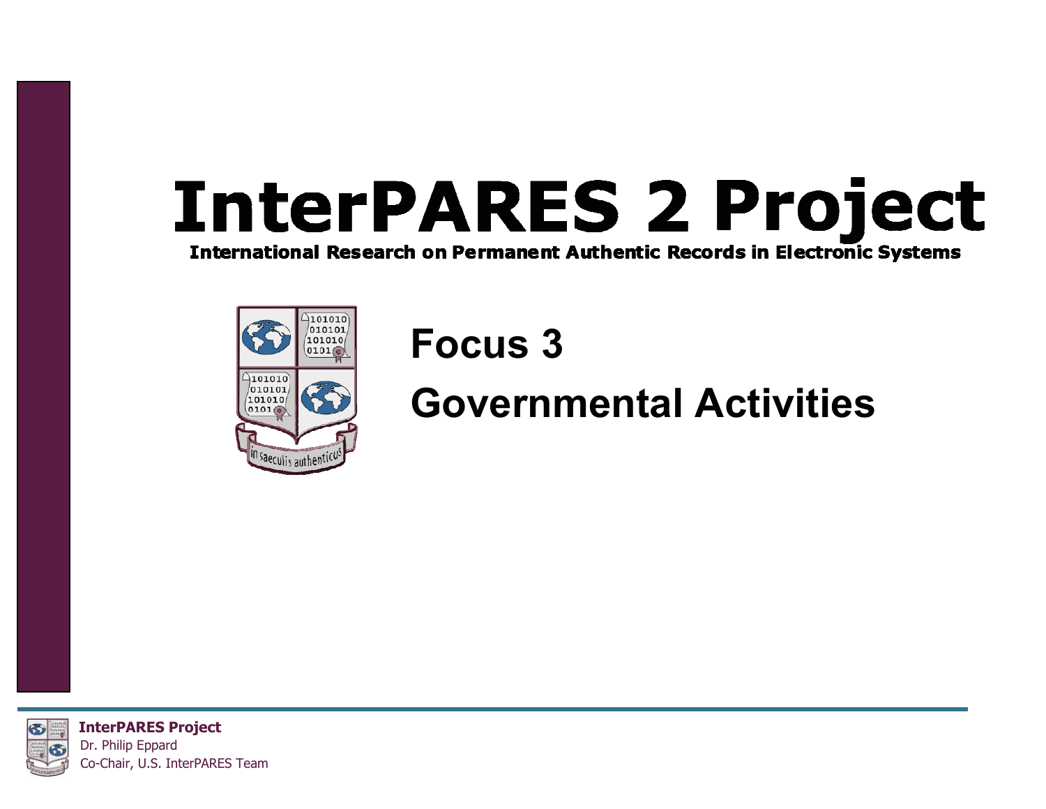# InterPARES 2 Project

**International Research on Permanent Authentic Records in Electronic Systems**

## Focus 3

## Governmental Activities

**InterPARES Project**
Dr. Philip Eppard
Co-Chair, U.S. InterPARES Team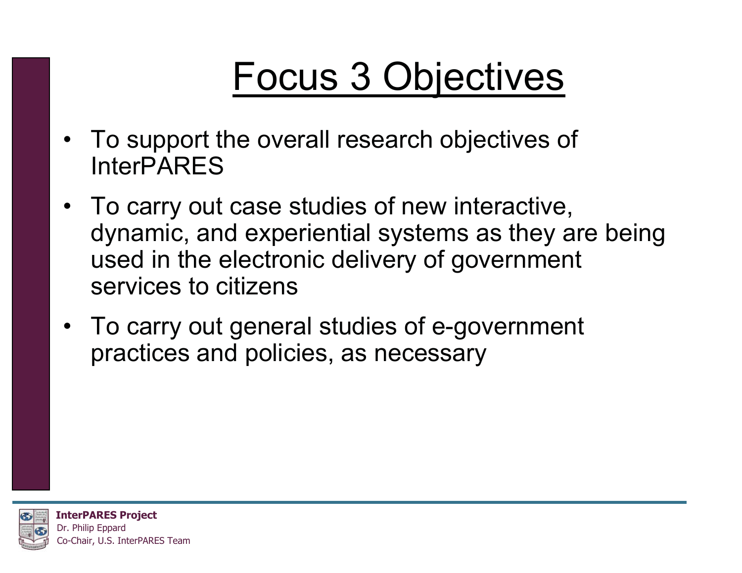# Focus 3 Objectives

- To support the overall research objectives of InterPARES
- To carry out case studies of new interactive, dynamic, and experiential systems as they are being used in the electronic delivery of government services to citizens
- To carry out general studies of e-government practices and policies, as necessary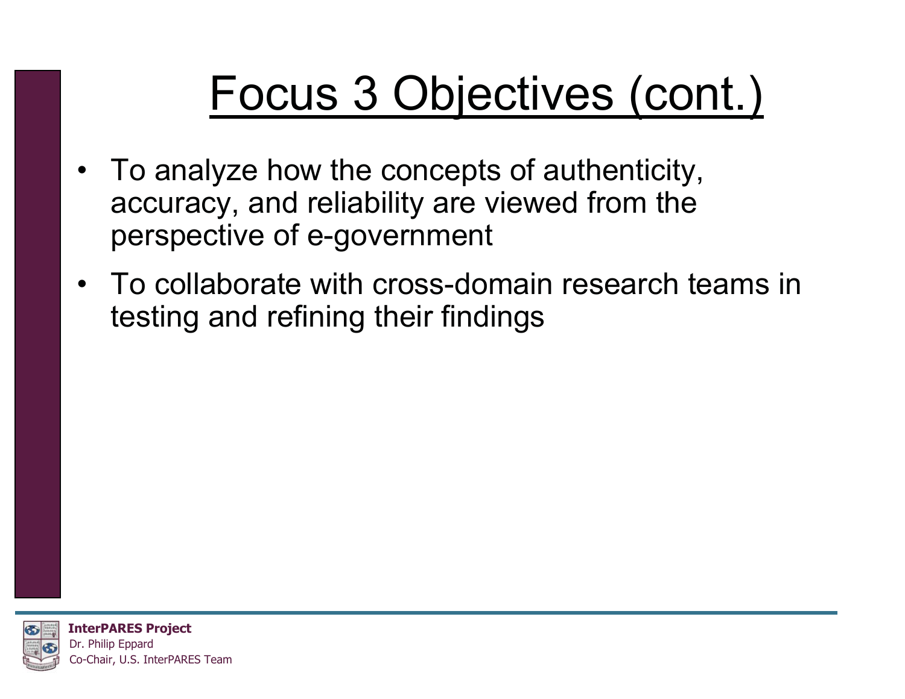# Focus 3 Objectives (cont.)

- To analyze how the concepts of authenticity, accuracy, and reliability are viewed from the perspective of e-government
- To collaborate with cross-domain research teams in testing and refining their findings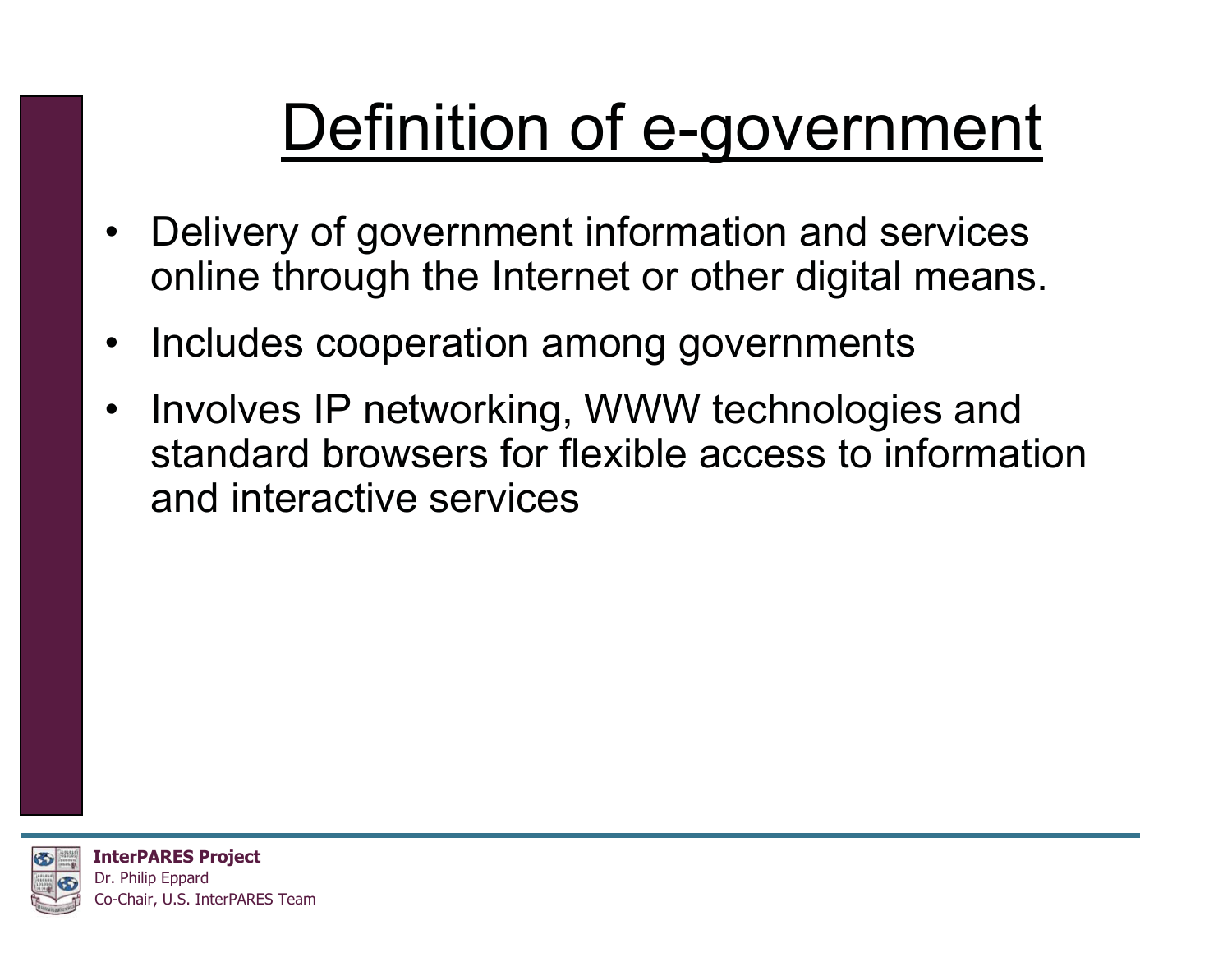# Definition of e-government

- Delivery of government information and services online through the Internet or other digital means.
- Includes cooperation among governments
- Involves IP networking, WWW technologies and standard browsers for flexible access to information and interactive services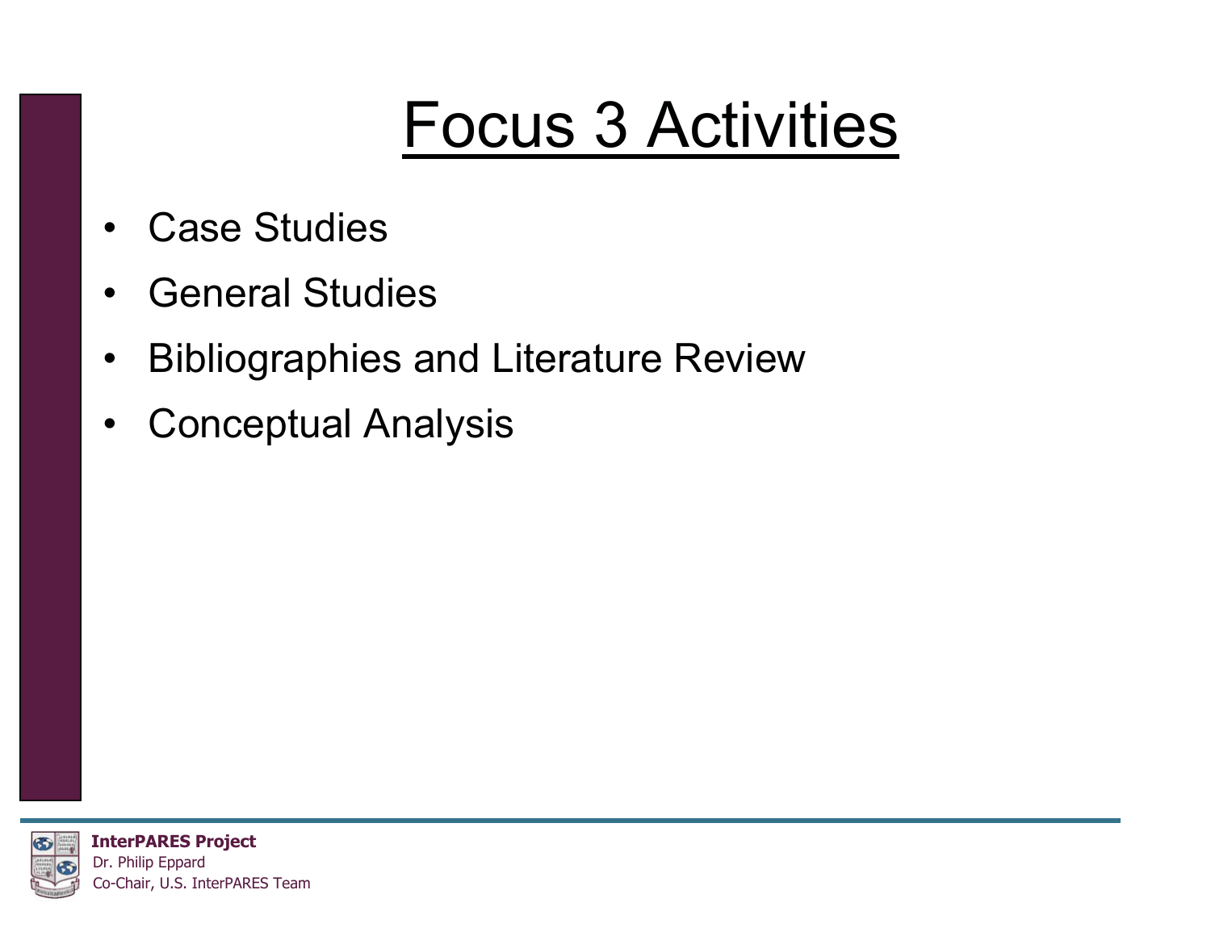# Focus 3 Activities

- Case Studies
- General Studies
- Bibliographies and Literature Review
- Conceptual Analysis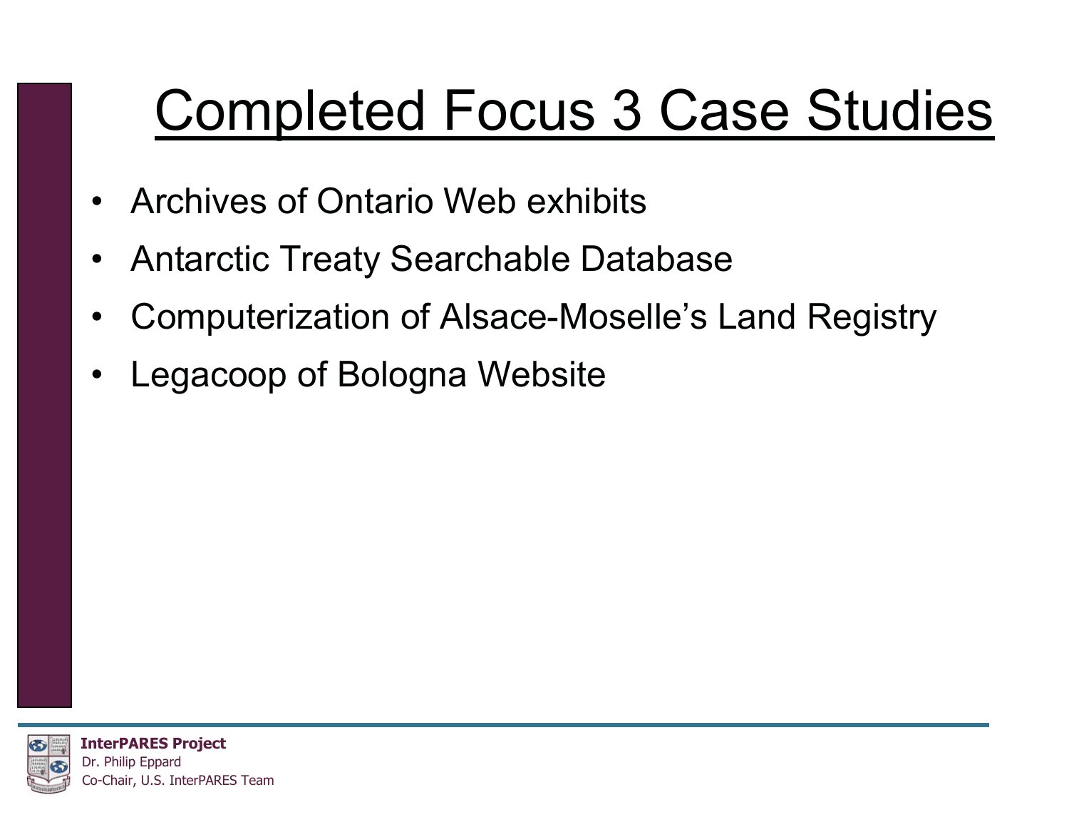# Completed Focus 3 Case Studies

- Archives of Ontario Web exhibits
- Antarctic Treaty Searchable Database
- Computerization of Alsace-Moselle’s Land Registry
- Legacoop of Bologna Website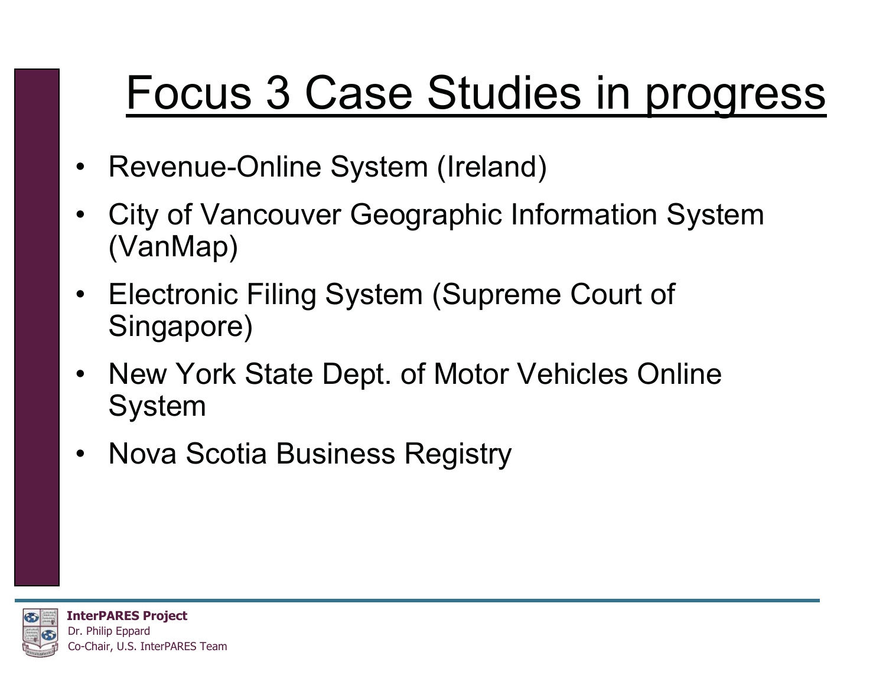# Focus 3 Case Studies in progress

- Revenue-Online System (Ireland)
- City of Vancouver Geographic Information System (VanMap)
- Electronic Filing System (Supreme Court of Singapore)
- New York State Dept. of Motor Vehicles Online System
- Nova Scotia Business Registry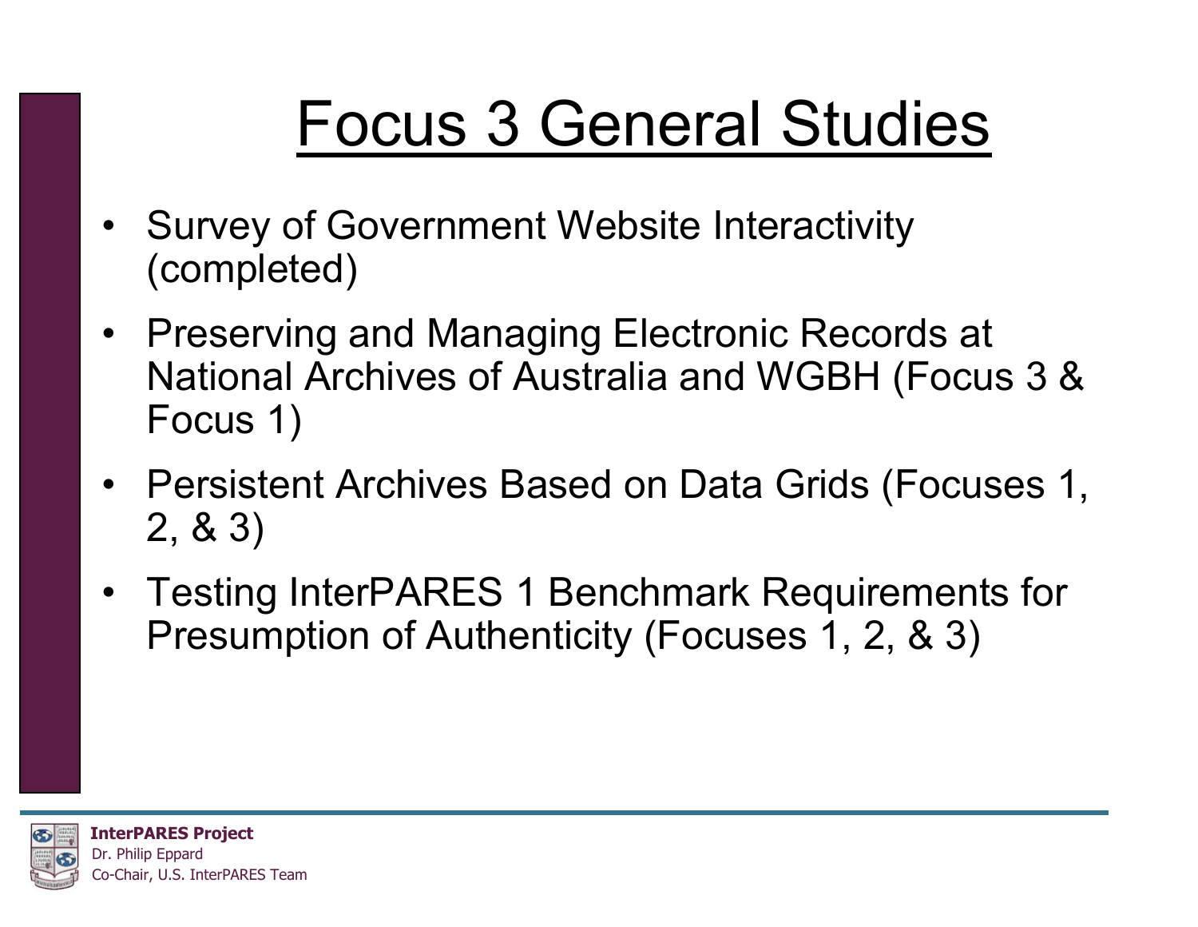# Focus 3 General Studies

- Survey of Government Website Interactivity (completed)
- Preserving and Managing Electronic Records at National Archives of Australia and WGBH (Focus 3 & Focus 1)
- Persistent Archives Based on Data Grids (Focuses 1, 2, & 3)
- Testing InterPARES 1 Benchmark Requirements for Presumption of Authenticity (Focuses 1, 2, & 3)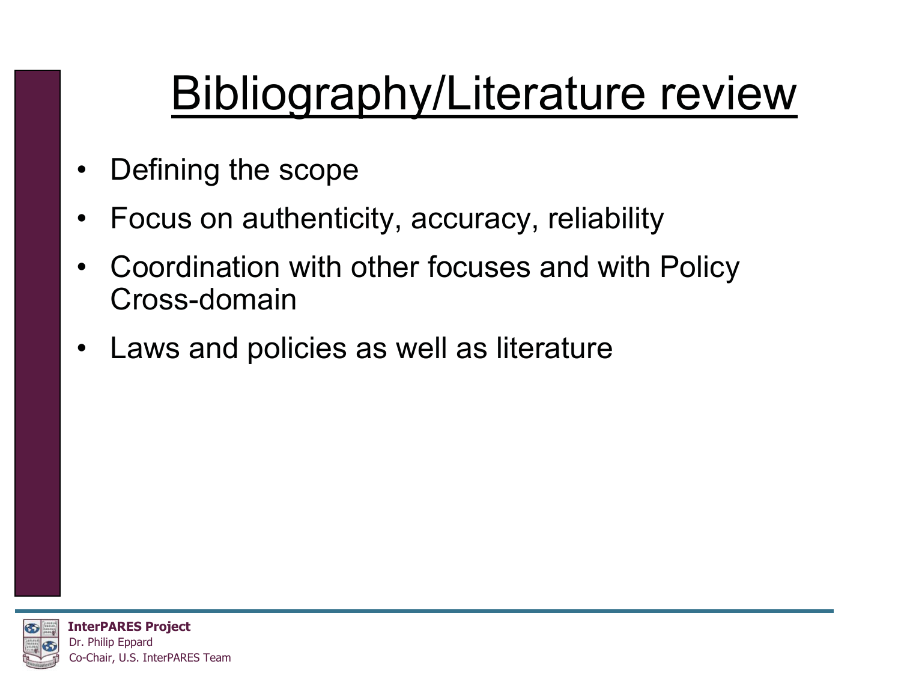# Bibliography/Literature review

- Defining the scope
- Focus on authenticity, accuracy, reliability
- Coordination with other focuses and with Policy Cross-domain
- Laws and policies as well as literature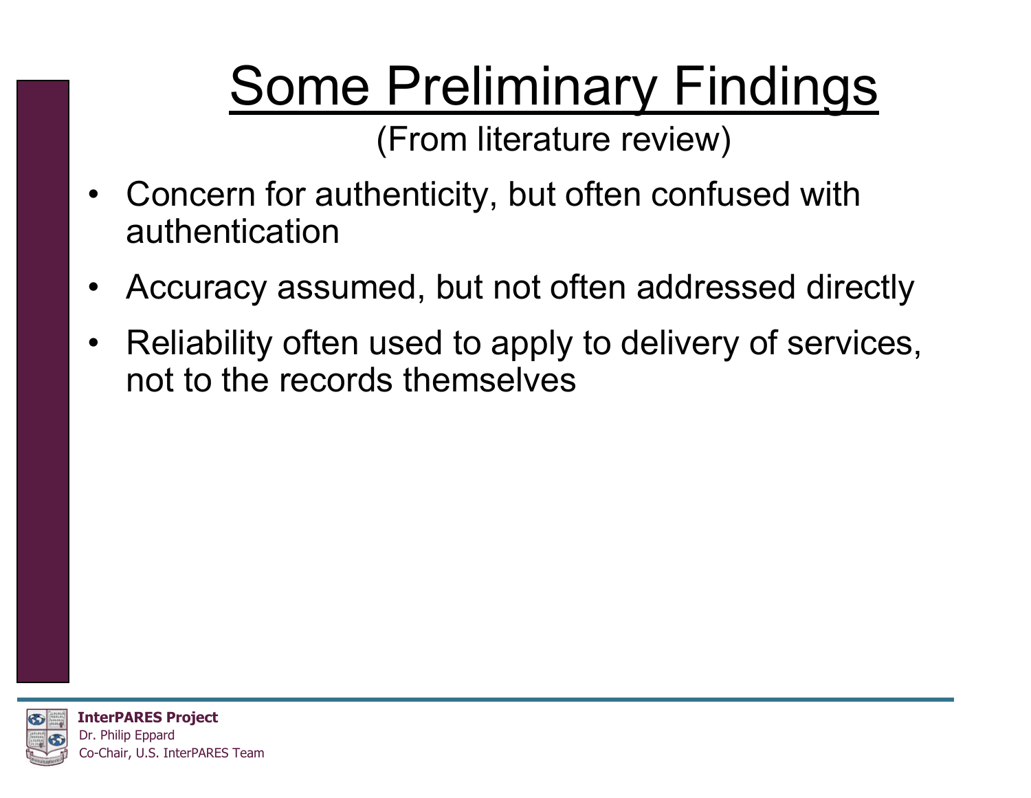# Some Preliminary Findings

(From literature review)

- Concern for authenticity, but often confused with authentication
- Accuracy assumed, but not often addressed directly
- Reliability often used to apply to delivery of services, not to the records themselves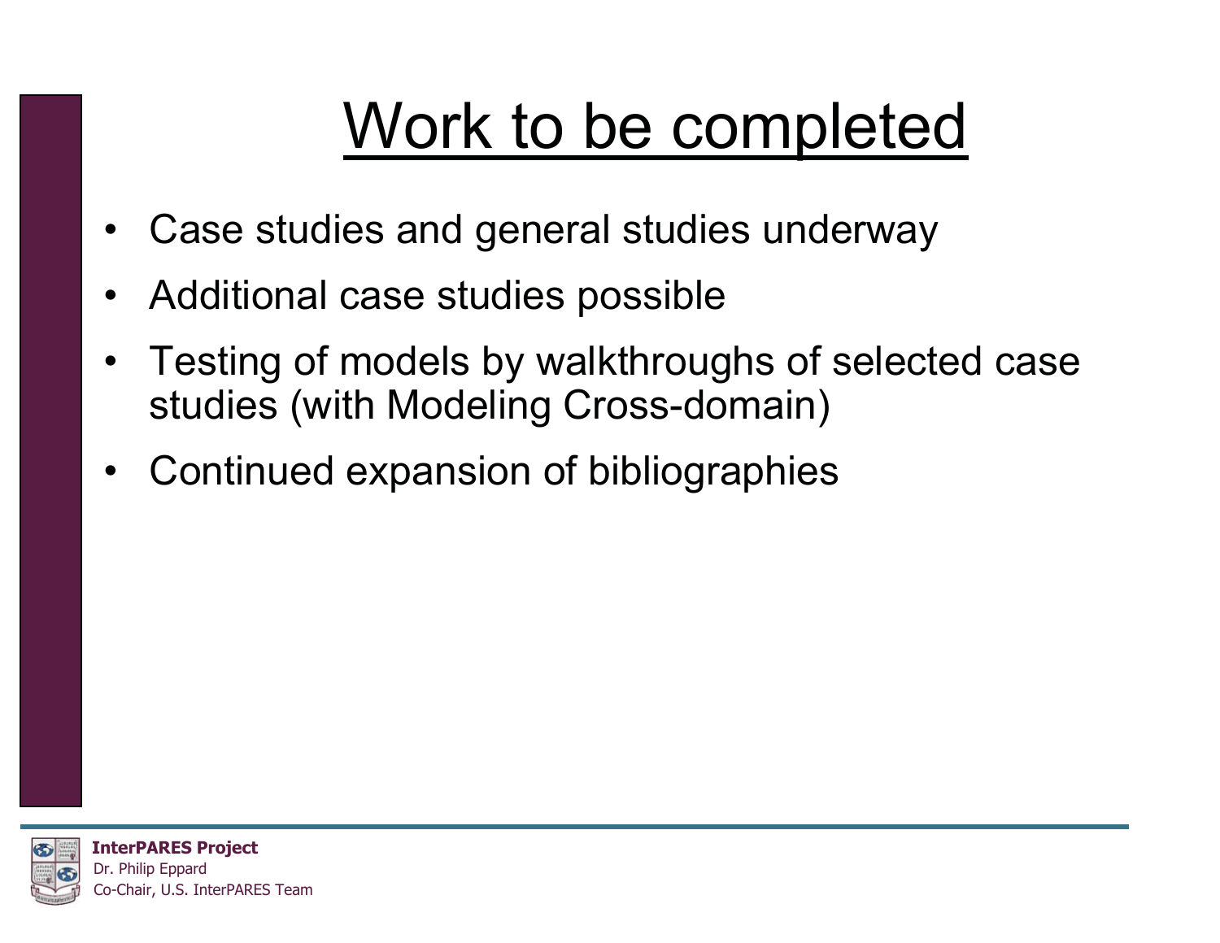# Work to be completed

- Case studies and general studies underway
- Additional case studies possible
- Testing of models by walkthroughs of selected case studies (with Modeling Cross-domain)
- Continued expansion of bibliographies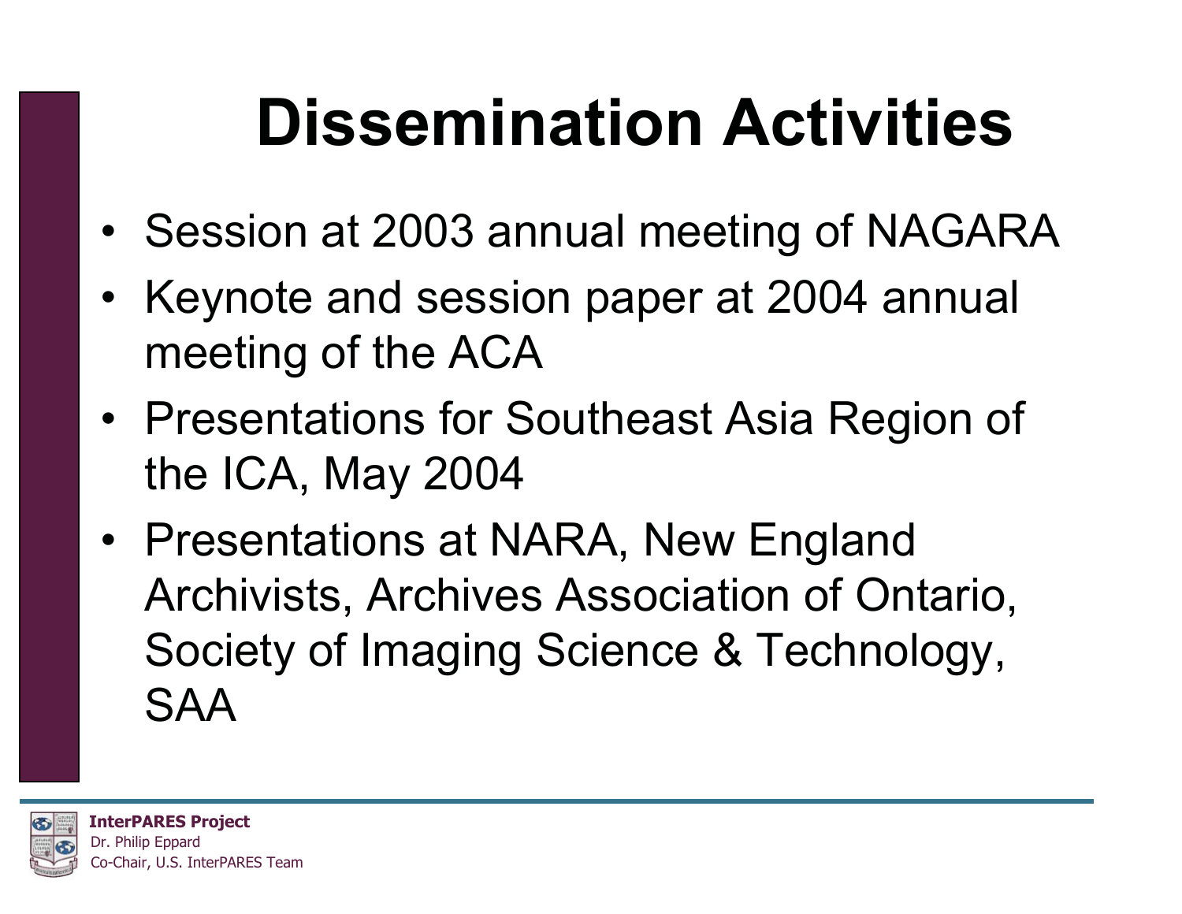# Dissemination Activities

- Session at 2003 annual meeting of NAGARA
- Keynote and session paper at 2004 annual meeting of the ACA
- Presentations for Southeast Asia Region of the ICA, May 2004
- Presentations at NARA, New England Archivists, Archives Association of Ontario, Society of Imaging Science & Technology, SAA